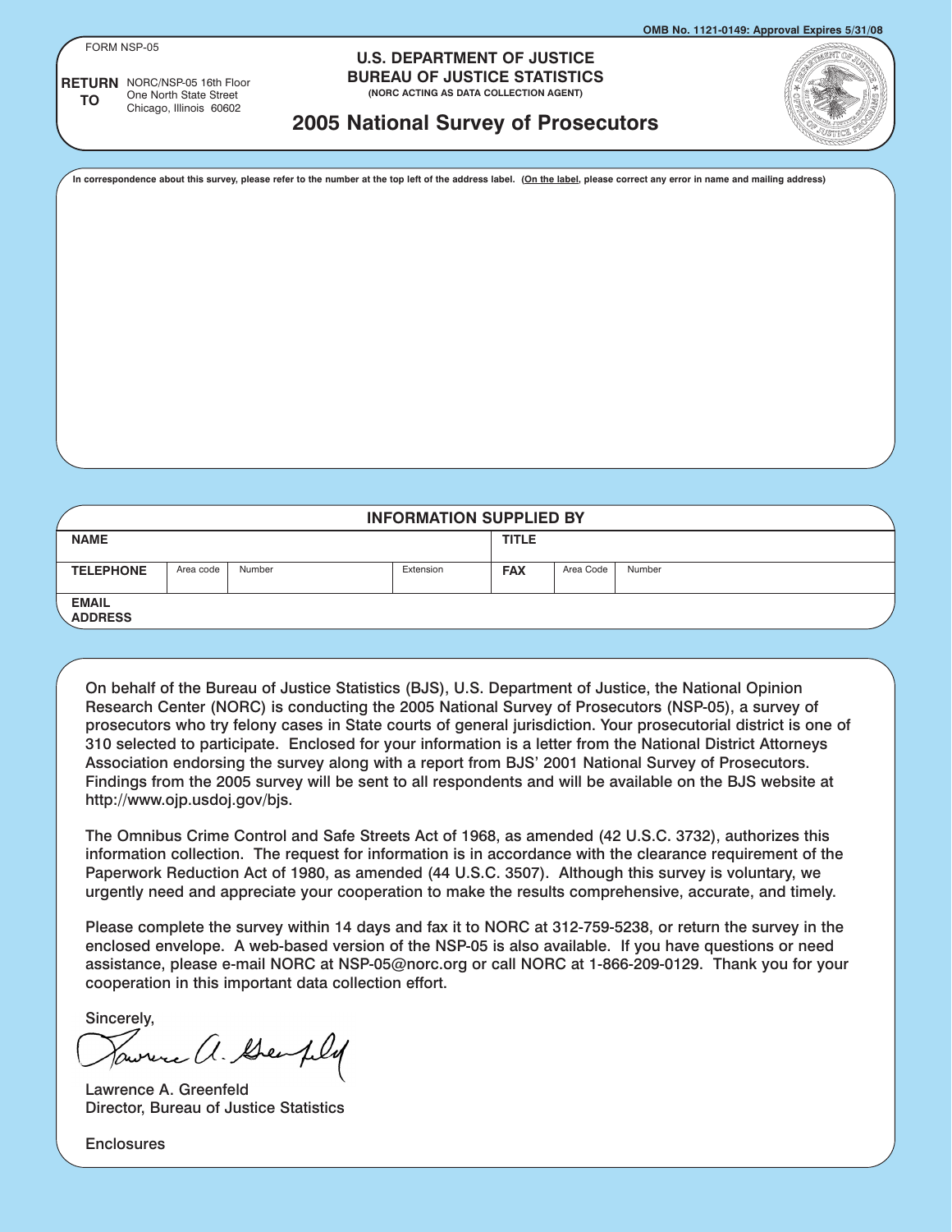OMB No. 1121-0149: Approval Expires 5/31/08

FORM NSP-05

**RETURN TO** NORC/NSP-05 16th Floor
One North State Street
Chicago, Illinois 60602

**U.S. DEPARTMENT OF JUSTICE**
**BUREAU OF JUSTICE STATISTICS**
**(NORC ACTING AS DATA COLLECTION AGENT)**

# 2005 National Survey of Prosecutors

**In correspondence about this survey, please refer to the number at the top left of the address label. (On the label, please correct any error in name and mailing address)**

| INFORMATION SUPPLIED BY | | | | | | |
|---|---|---|---|---|---|---|
| **NAME** | | | | **TITLE** | | |
| **TELEPHONE** | Area code | Number | Extension | **FAX** | Area Code | Number |
| **EMAIL ADDRESS** | | | | | | |

On behalf of the Bureau of Justice Statistics (BJS), U.S. Department of Justice, the National Opinion Research Center (NORC) is conducting the 2005 National Survey of Prosecutors (NSP-05), a survey of prosecutors who try felony cases in State courts of general jurisdiction. Your prosecutorial district is one of 310 selected to participate. Enclosed for your information is a letter from the National District Attorneys Association endorsing the survey along with a report from BJS' 2001 National Survey of Prosecutors. Findings from the 2005 survey will be sent to all respondents and will be available on the BJS website at http://www.ojp.usdoj.gov/bjs.

The Omnibus Crime Control and Safe Streets Act of 1968, as amended (42 U.S.C. 3732), authorizes this information collection. The request for information is in accordance with the clearance requirement of the Paperwork Reduction Act of 1980, as amended (44 U.S.C. 3507). Although this survey is voluntary, we urgently need and appreciate your cooperation to make the results comprehensive, accurate, and timely.

Please complete the survey within 14 days and fax it to NORC at 312-759-5238, or return the survey in the enclosed envelope. A web-based version of the NSP-05 is also available. If you have questions or need assistance, please e-mail NORC at NSP-05@norc.org or call NORC at 1-866-209-0129. Thank you for your cooperation in this important data collection effort.

Sincerely,

Lawrence A. Greenfeld
Director, Bureau of Justice Statistics

Enclosures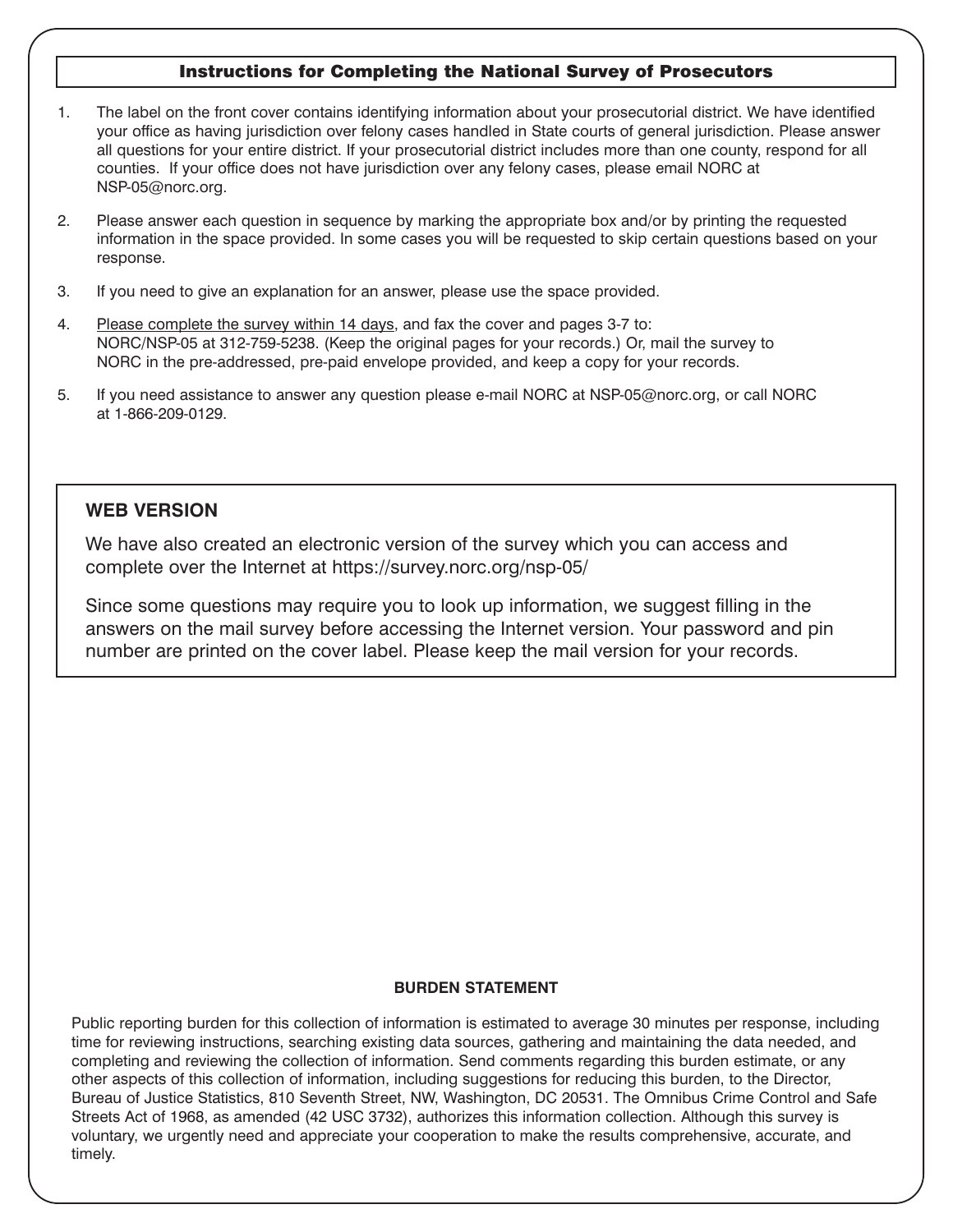## Instructions for Completing the National Survey of Prosecutors

1. The label on the front cover contains identifying information about your prosecutorial district. We have identified your office as having jurisdiction over felony cases handled in State courts of general jurisdiction. Please answer all questions for your entire district. If your prosecutorial district includes more than one county, respond for all counties. If your office does not have jurisdiction over any felony cases, please email NORC at NSP-05@norc.org.

2. Please answer each question in sequence by marking the appropriate box and/or by printing the requested information in the space provided. In some cases you will be requested to skip certain questions based on your response.

3. If you need to give an explanation for an answer, please use the space provided.

4. Please complete the survey within 14 days, and fax the cover and pages 3-7 to: NORC/NSP-05 at 312-759-5238. (Keep the original pages for your records.) Or, mail the survey to NORC in the pre-addressed, pre-paid envelope provided, and keep a copy for your records.

5. If you need assistance to answer any question please e-mail NORC at NSP-05@norc.org, or call NORC at 1-866-209-0129.

### WEB VERSION

We have also created an electronic version of the survey which you can access and complete over the Internet at https://survey.norc.org/nsp-05/

Since some questions may require you to look up information, we suggest filling in the answers on the mail survey before accessing the Internet version. Your password and pin number are printed on the cover label. Please keep the mail version for your records.

**BURDEN STATEMENT**

Public reporting burden for this collection of information is estimated to average 30 minutes per response, including time for reviewing instructions, searching existing data sources, gathering and maintaining the data needed, and completing and reviewing the collection of information. Send comments regarding this burden estimate, or any other aspects of this collection of information, including suggestions for reducing this burden, to the Director, Bureau of Justice Statistics, 810 Seventh Street, NW, Washington, DC 20531. The Omnibus Crime Control and Safe Streets Act of 1968, as amended (42 USC 3732), authorizes this information collection. Although this survey is voluntary, we urgently need and appreciate your cooperation to make the results comprehensive, accurate, and timely.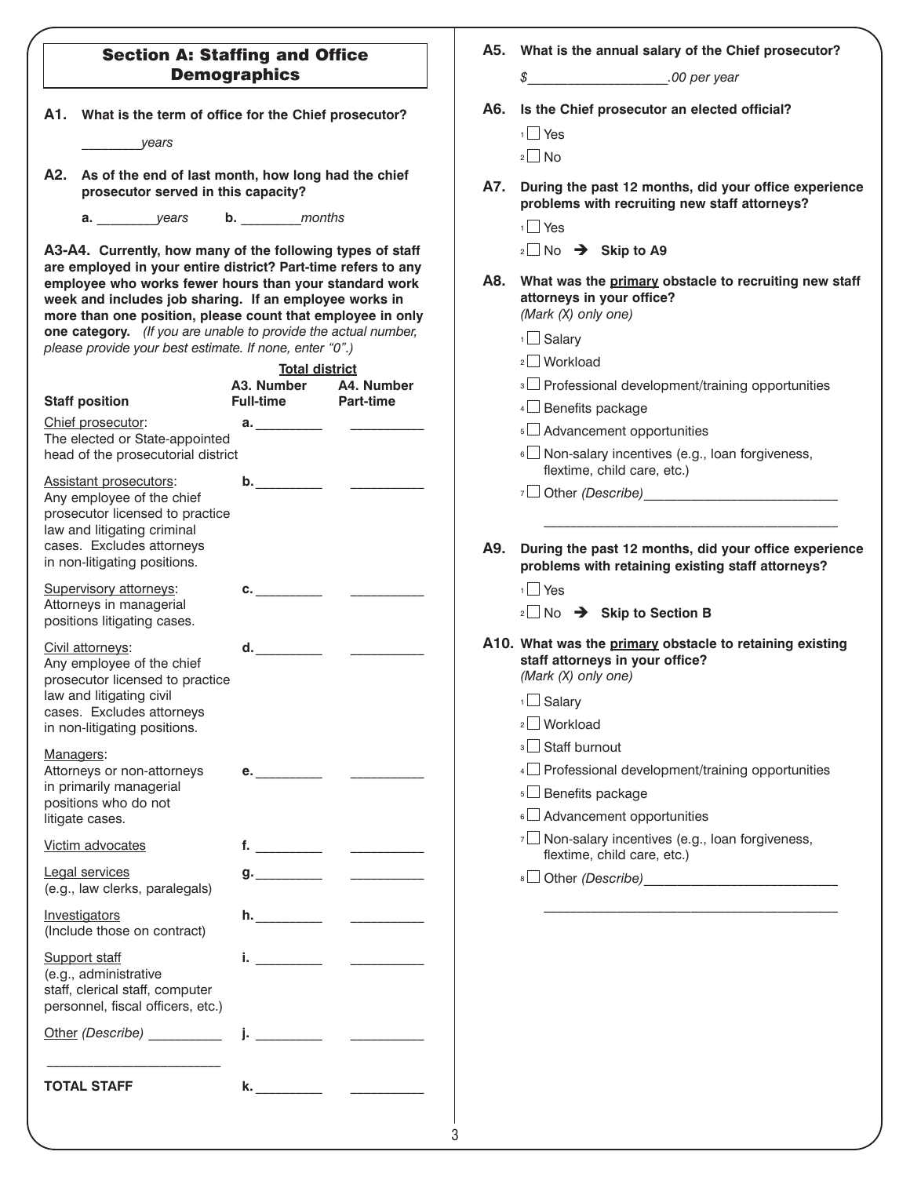## Section A: Staffing and Office Demographics

**A1. What is the term of office for the Chief prosecutor?**

________ *years*

**A2. As of the end of last month, how long had the chief prosecutor served in this capacity?**

**a.** ________ *years* **b.** ________ *months*

**A3-A4. Currently, how many of the following types of staff are employed in your entire district? Part-time refers to any employee who works fewer hours than your standard work week and includes job sharing. If an employee works in more than one position, please count that employee in only one category.** *(If you are unable to provide the actual number, please provide your best estimate. If none, enter "0".)*

| Staff position | Total district: A3. Number Full-time | Total district: A4. Number Part-time |
|---|---|---|
| Chief prosecutor: The elected or State-appointed head of the prosecutorial district | a. _________ | __________ |
| Assistant prosecutors: Any employee of the chief prosecutor licensed to practice law and litigating criminal cases. Excludes attorneys in non-litigating positions. | b. _________ | __________ |
| Supervisory attorneys: Attorneys in managerial positions litigating cases. | c. _________ | __________ |
| Civil attorneys: Any employee of the chief prosecutor licensed to practice law and litigating civil cases. Excludes attorneys in non-litigating positions. | d. _________ | __________ |
| Managers: Attorneys or non-attorneys in primarily managerial positions who do not litigate cases. | e. _________ | __________ |
| Victim advocates | f. _________ | __________ |
| Legal services (e.g., law clerks, paralegals) | g. _________ | __________ |
| Investigators (Include those on contract) | h. _________ | __________ |
| Support staff (e.g., administrative staff, clerical staff, computer personnel, fiscal officers, etc.) | i. _________ | __________ |
| Other *(Describe)* __________ ________________________ | j. _________ | __________ |
| **TOTAL STAFF** | k. _________ | __________ |

**A5. What is the annual salary of the Chief prosecutor?**

*$___________________.00 per year*

**A6. Is the Chief prosecutor an elected official?**

- 1 ☐ Yes
- 2 ☐ No

**A7. During the past 12 months, did your office experience problems with recruiting new staff attorneys?**

- 1 ☐ Yes
- 2 ☐ No ➔ **Skip to A9**

**A8. What was the primary obstacle to recruiting new staff attorneys in your office?**
*(Mark (X) only one)*

- 1 ☐ Salary
- 2 ☐ Workload
- 3 ☐ Professional development/training opportunities
- 4 ☐ Benefits package
- 5 ☐ Advancement opportunities
- 6 ☐ Non-salary incentives (e.g., loan forgiveness, flextime, child care, etc.)
- 7 ☐ Other *(Describe)*__________________________

________________________________________

**A9. During the past 12 months, did your office experience problems with retaining existing staff attorneys?**

- 1 ☐ Yes
- 2 ☐ No ➔ **Skip to Section B**

**A10. What was the primary obstacle to retaining existing staff attorneys in your office?**
*(Mark (X) only one)*

- 1 ☐ Salary
- 2 ☐ Workload
- 3 ☐ Staff burnout
- 4 ☐ Professional development/training opportunities
- 5 ☐ Benefits package
- 6 ☐ Advancement opportunities
- 7 ☐ Non-salary incentives (e.g., loan forgiveness, flextime, child care, etc.)
- 8 ☐ Other *(Describe)*__________________________

________________________________________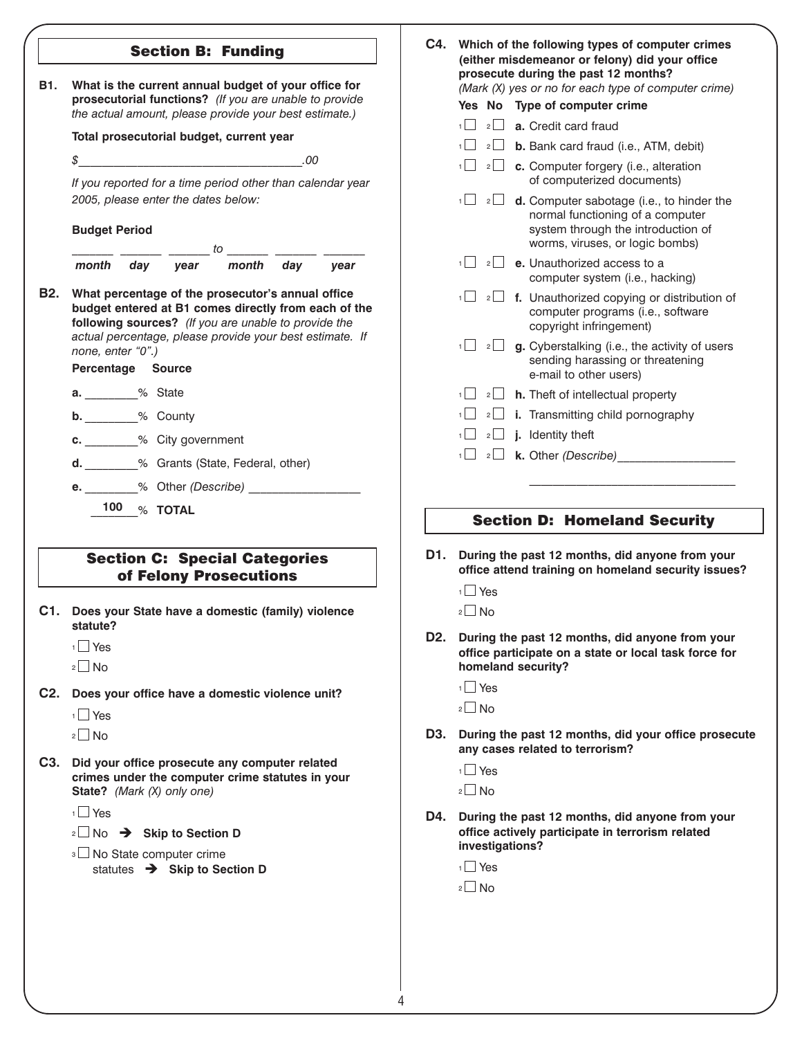## Section B: Funding

**B1. What is the current annual budget of your office for prosecutorial functions?** *(If you are unable to provide the actual amount, please provide your best estimate.)*

**Total prosecutorial budget, current year**

*$__________________________________.00*

*If you reported for a time period other than calendar year 2005, please enter the dates below:*

**Budget Period**

______ ______ ______ to ______ ______ ______
***month day year month day year***

**B2. What percentage of the prosecutor's annual office budget entered at B1 comes directly from each of the following sources?** *(If you are unable to provide the actual percentage, please provide your best estimate. If none, enter "0".)*

**Percentage Source**

**a.** ________% State

**b.** ________% County

**c.** ________% City government

**d.** ________% Grants (State, Federal, other)

**e.** ________% Other *(Describe)* ________________

**100** % **TOTAL**

## Section C: Special Categories of Felony Prosecutions

**C1. Does your State have a domestic (family) violence statute?**

1 ☐ Yes
2 ☐ No

**C2. Does your office have a domestic violence unit?**

1 ☐ Yes
2 ☐ No

**C3. Did your office prosecute any computer related crimes under the computer crime statutes in your State?** *(Mark (X) only one)*

1 ☐ Yes
2 ☐ No ➔ **Skip to Section D**
3 ☐ No State computer crime statutes ➔ **Skip to Section D**

**C4. Which of the following types of computer crimes (either misdemeanor or felony) did your office prosecute during the past 12 months?**
*(Mark (X) yes or no for each type of computer crime)*

| Yes | No | Type of computer crime |
|---|---|---|
| 1 ☐ | 2 ☐ | **a.** Credit card fraud |
| 1 ☐ | 2 ☐ | **b.** Bank card fraud (i.e., ATM, debit) |
| 1 ☐ | 2 ☐ | **c.** Computer forgery (i.e., alteration of computerized documents) |
| 1 ☐ | 2 ☐ | **d.** Computer sabotage (i.e., to hinder the normal functioning of a computer system through the introduction of worms, viruses, or logic bombs) |
| 1 ☐ | 2 ☐ | **e.** Unauthorized access to a computer system (i.e., hacking) |
| 1 ☐ | 2 ☐ | **f.** Unauthorized copying or distribution of computer programs (i.e., software copyright infringement) |
| 1 ☐ | 2 ☐ | **g.** Cyberstalking (i.e., the activity of users sending harassing or threatening e-mail to other users) |
| 1 ☐ | 2 ☐ | **h.** Theft of intellectual property |
| 1 ☐ | 2 ☐ | **i.** Transmitting child pornography |
| 1 ☐ | 2 ☐ | **j.** Identity theft |
| 1 ☐ | 2 ☐ | **k.** Other *(Describe)* ________________ |

## Section D: Homeland Security

**D1. During the past 12 months, did anyone from your office attend training on homeland security issues?**

1 ☐ Yes
2 ☐ No

**D2. During the past 12 months, did anyone from your office participate on a state or local task force for homeland security?**

1 ☐ Yes
2 ☐ No

**D3. During the past 12 months, did your office prosecute any cases related to terrorism?**

1 ☐ Yes
2 ☐ No

**D4. During the past 12 months, did anyone from your office actively participate in terrorism related investigations?**

1 ☐ Yes
2 ☐ No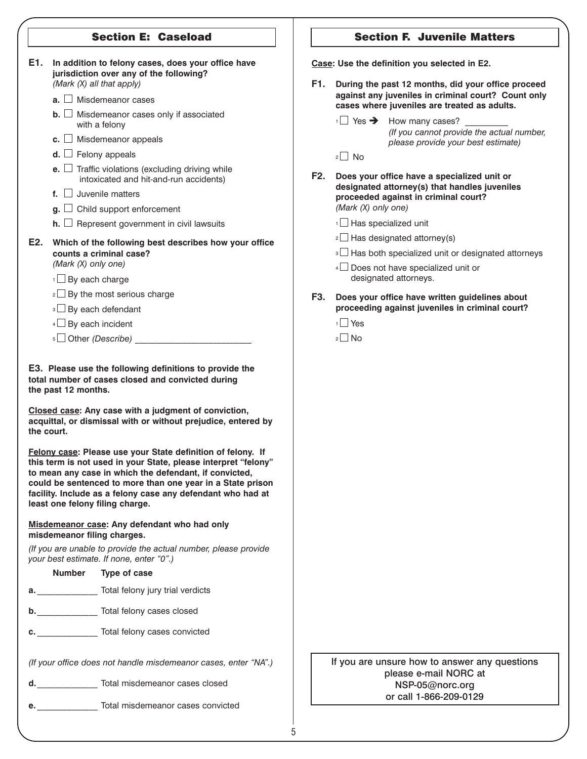## Section E: Caseload

**E1. In addition to felony cases, does your office have jurisdiction over any of the following?**
*(Mark (X) all that apply)*

- **a.** ☐ Misdemeanor cases
- **b.** ☐ Misdemeanor cases only if associated with a felony
- **c.** ☐ Misdemeanor appeals
- **d.** ☐ Felony appeals
- **e.** ☐ Traffic violations (excluding driving while intoxicated and hit-and-run accidents)
- **f.** ☐ Juvenile matters
- **g.** ☐ Child support enforcement
- **h.** ☐ Represent government in civil lawsuits

**E2. Which of the following best describes how your office counts a criminal case?**
*(Mark (X) only one)*

- 1 ☐ By each charge
- 2 ☐ By the most serious charge
- 3 ☐ By each defendant
- 4 ☐ By each incident
- 5 ☐ Other *(Describe)* ________________________

**E3. Please use the following definitions to provide the total number of cases closed and convicted during the past 12 months.**

**Closed case: Any case with a judgment of conviction, acquittal, or dismissal with or without prejudice, entered by the court.**

**Felony case: Please use your State definition of felony. If this term is not used in your State, please interpret "felony" to mean any case in which the defendant, if convicted, could be sentenced to more than one year in a State prison facility. Include as a felony case any defendant who had at least one felony filing charge.**

**Misdemeanor case: Any defendant who had only misdemeanor filing charges.**

*(If you are unable to provide the actual number, please provide your best estimate. If none, enter "0".)*

| | Number | Type of case |
|---|---|---|
| **a.** | ____________ | Total felony jury trial verdicts |
| **b.** | ____________ | Total felony cases closed |
| **c.** | ____________ | Total felony cases convicted |

*(If your office does not handle misdemeanor cases, enter "NA".)*

| | Number | Type of case |
|---|---|---|
| **d.** | ____________ | Total misdemeanor cases closed |
| **e.** | ____________ | Total misdemeanor cases convicted |

## Section F. Juvenile Matters

**Case: Use the definition you selected in E2.**

**F1. During the past 12 months, did your office proceed against any juveniles in criminal court? Count only cases where juveniles are treated as adults.**

- 1 ☐ Yes ➔ How many cases? ________
  *(If you cannot provide the actual number, please provide your best estimate)*
- 2 ☐ No

**F2. Does your office have a specialized unit or designated attorney(s) that handles juveniles proceeded against in criminal court?**
*(Mark (X) only one)*

- 1 ☐ Has specialized unit
- 2 ☐ Has designated attorney(s)
- 3 ☐ Has both specialized unit or designated attorneys
- 4 ☐ Does not have specialized unit or designated attorneys.

**F3. Does your office have written guidelines about proceeding against juveniles in criminal court?**

- 1 ☐ Yes
- 2 ☐ No

If you are unsure how to answer any questions please e-mail NORC at NSP-05@norc.org or call 1-866-209-0129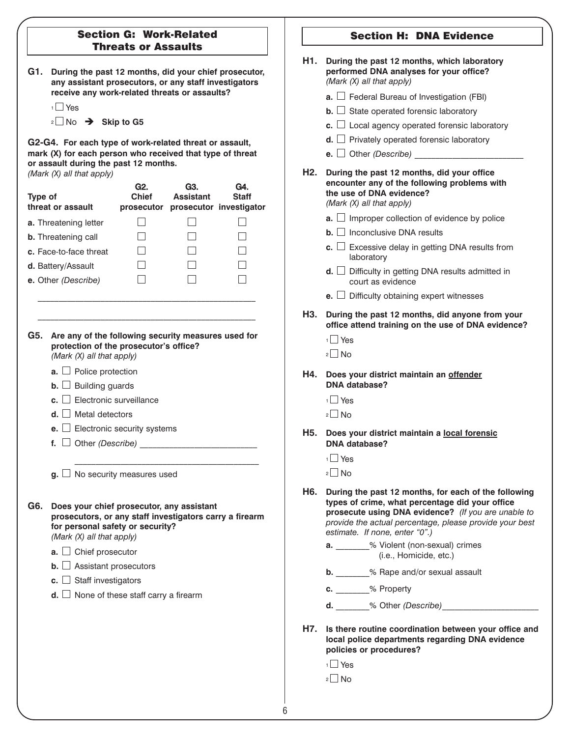## Section G: Work-Related Threats or Assaults

**G1. During the past 12 months, did your chief prosecutor, any assistant prosecutors, or any staff investigators receive any work-related threats or assaults?**

1 ☐ Yes

2 ☐ No ➔ **Skip to G5**

**G2-G4. For each type of work-related threat or assault, mark (X) for each person who received that type of threat or assault during the past 12 months.**
*(Mark (X) all that apply)*

| Type of threat or assault | G2. Chief prosecutor | G3. Assistant prosecutor | G4. Staff investigator |
|---|---|---|---|
| **a.** Threatening letter | ☐ | ☐ | ☐ |
| **b.** Threatening call | ☐ | ☐ | ☐ |
| **c.** Face-to-face threat | ☐ | ☐ | ☐ |
| **d.** Battery/Assault | ☐ | ☐ | ☐ |
| **e.** Other *(Describe)* | ☐ | ☐ | ☐ |

_______________________________________________

_______________________________________________

**G5. Are any of the following security measures used for protection of the prosecutor's office?**
*(Mark (X) all that apply)*

**a.** ☐ Police protection

**b.** ☐ Building guards

**c.** ☐ Electronic surveillance

**d.** ☐ Metal detectors

**e.** ☐ Electronic security systems

**f.** ☐ Other *(Describe)* ________________________

________________________________________

**g.** ☐ No security measures used

**G6. Does your chief prosecutor, any assistant prosecutors, or any staff investigators carry a firearm for personal safety or security?**
*(Mark (X) all that apply)*

**a.** ☐ Chief prosecutor

**b.** ☐ Assistant prosecutors

**c.** ☐ Staff investigators

**d.** ☐ None of these staff carry a firearm

## Section H: DNA Evidence

**H1. During the past 12 months, which laboratory performed DNA analyses for your office?**
*(Mark (X) all that apply)*

**a.** ☐ Federal Bureau of Investigation (FBI)

**b.** ☐ State operated forensic laboratory

**c.** ☐ Local agency operated forensic laboratory

**d.** ☐ Privately operated forensic laboratory

**e.** ☐ Other *(Describe)* _______________________

**H2. During the past 12 months, did your office encounter any of the following problems with the use of DNA evidence?**
*(Mark (X) all that apply)*

**a.** ☐ Improper collection of evidence by police

**b.** ☐ Inconclusive DNA results

**c.** ☐ Excessive delay in getting DNA results from laboratory

**d.** ☐ Difficulty in getting DNA results admitted in court as evidence

**e.** ☐ Difficulty obtaining expert witnesses

**H3. During the past 12 months, did anyone from your office attend training on the use of DNA evidence?**

1 ☐ Yes

2 ☐ No

**H4. Does your district maintain an <u>offender</u> DNA database?**

1 ☐ Yes

2 ☐ No

**H5. Does your district maintain a <u>local forensic</u> DNA database?**

1 ☐ Yes

2 ☐ No

**H6. During the past 12 months, for each of the following types of crime, what percentage did your office prosecute using DNA evidence?** *(If you are unable to provide the actual percentage, please provide your best estimate. If none, enter "0".)*

**a.** _______% Violent (non-sexual) crimes (i.e., Homicide, etc.)

**b.** _______% Rape and/or sexual assault

**c.** _______% Property

**d.** _______% Other *(Describe)*____________________

**H7. Is there routine coordination between your office and local police departments regarding DNA evidence policies or procedures?**

1 ☐ Yes

2 ☐ No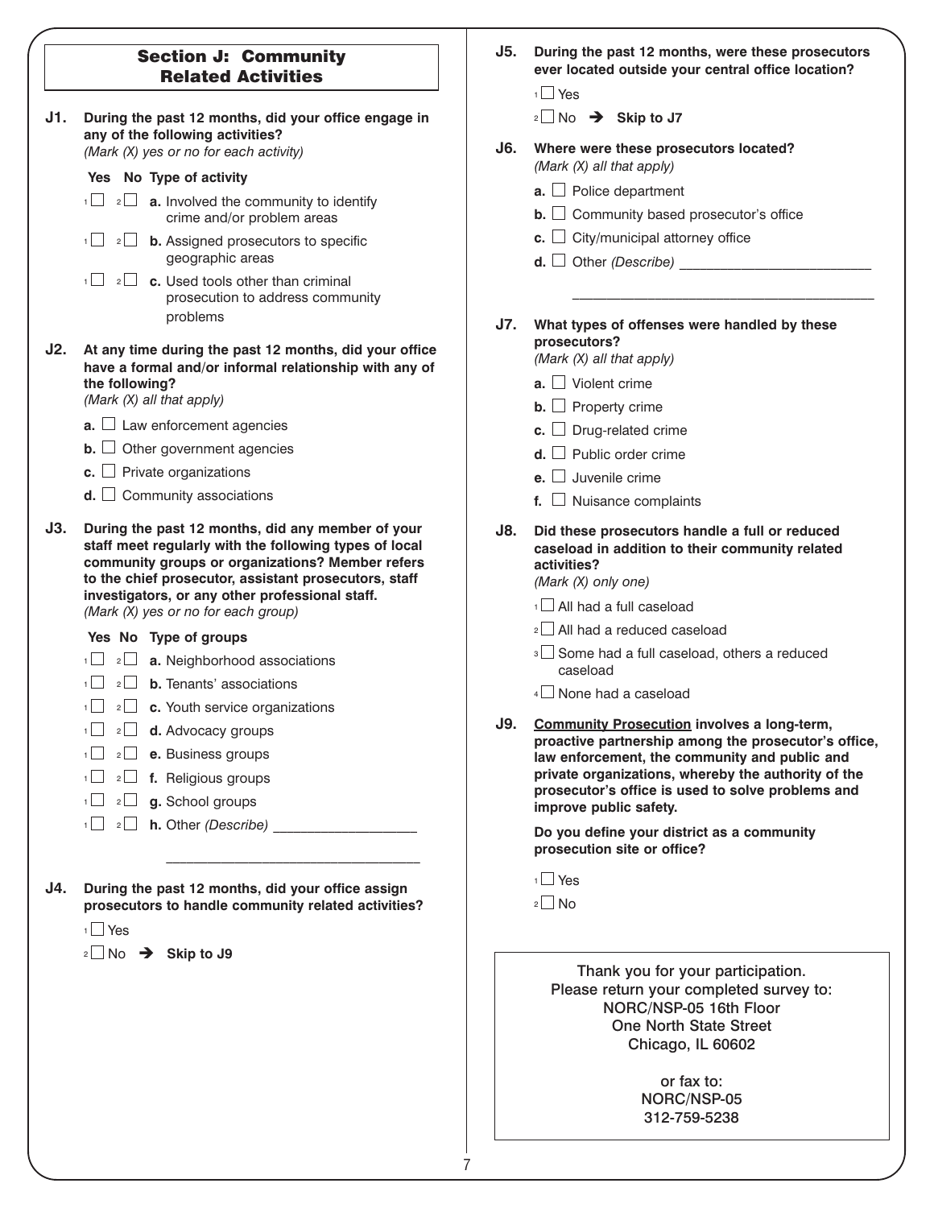## Section J: Community Related Activities

**J1. During the past 12 months, did your office engage in any of the following activities?**
*(Mark (X) yes or no for each activity)*

| Yes | No | Type of activity |
|---|---|---|
| 1 ☐ | 2 ☐ | **a.** Involved the community to identify crime and/or problem areas |
| 1 ☐ | 2 ☐ | **b.** Assigned prosecutors to specific geographic areas |
| 1 ☐ | 2 ☐ | **c.** Used tools other than criminal prosecution to address community problems |

**J2. At any time during the past 12 months, did your office have a formal and/or informal relationship with any of the following?**
*(Mark (X) all that apply)*

- **a.** ☐ Law enforcement agencies
- **b.** ☐ Other government agencies
- **c.** ☐ Private organizations
- **d.** ☐ Community associations

**J3. During the past 12 months, did any member of your staff meet regularly with the following types of local community groups or organizations? Member refers to the chief prosecutor, assistant prosecutors, staff investigators, or any other professional staff.**
*(Mark (X) yes or no for each group)*

| Yes | No | Type of groups |
|---|---|---|
| 1 ☐ | 2 ☐ | **a.** Neighborhood associations |
| 1 ☐ | 2 ☐ | **b.** Tenants' associations |
| 1 ☐ | 2 ☐ | **c.** Youth service organizations |
| 1 ☐ | 2 ☐ | **d.** Advocacy groups |
| 1 ☐ | 2 ☐ | **e.** Business groups |
| 1 ☐ | 2 ☐ | **f.** Religious groups |
| 1 ☐ | 2 ☐ | **g.** School groups |
| 1 ☐ | 2 ☐ | **h.** Other *(Describe)* ____________________ |

**J4. During the past 12 months, did your office assign prosecutors to handle community related activities?**

1 ☐ Yes

2 ☐ No ➔ **Skip to J9**

**J5. During the past 12 months, were these prosecutors ever located outside your central office location?**

1 ☐ Yes

2 ☐ No ➔ **Skip to J7**

**J6. Where were these prosecutors located?**
*(Mark (X) all that apply)*

- **a.** ☐ Police department
- **b.** ☐ Community based prosecutor's office
- **c.** ☐ City/municipal attorney office
- **d.** ☐ Other *(Describe)* ____________________

**J7. What types of offenses were handled by these prosecutors?**
*(Mark (X) all that apply)*

- **a.** ☐ Violent crime
- **b.** ☐ Property crime
- **c.** ☐ Drug-related crime
- **d.** ☐ Public order crime
- **e.** ☐ Juvenile crime
- **f.** ☐ Nuisance complaints

**J8. Did these prosecutors handle a full or reduced caseload in addition to their community related activities?**
*(Mark (X) only one)*

1 ☐ All had a full caseload

2 ☐ All had a reduced caseload

3 ☐ Some had a full caseload, others a reduced caseload

4 ☐ None had a caseload

**J9. <u>Community Prosecution</u> involves a long-term, proactive partnership among the prosecutor's office, law enforcement, the community and public and private organizations, whereby the authority of the prosecutor's office is used to solve problems and improve public safety.**

**Do you define your district as a community prosecution site or office?**

1 ☐ Yes

2 ☐ No

Thank you for your participation.
Please return your completed survey to:
NORC/NSP-05 16th Floor
One North State Street
Chicago, IL 60602

or fax to:
NORC/NSP-05
312-759-5238